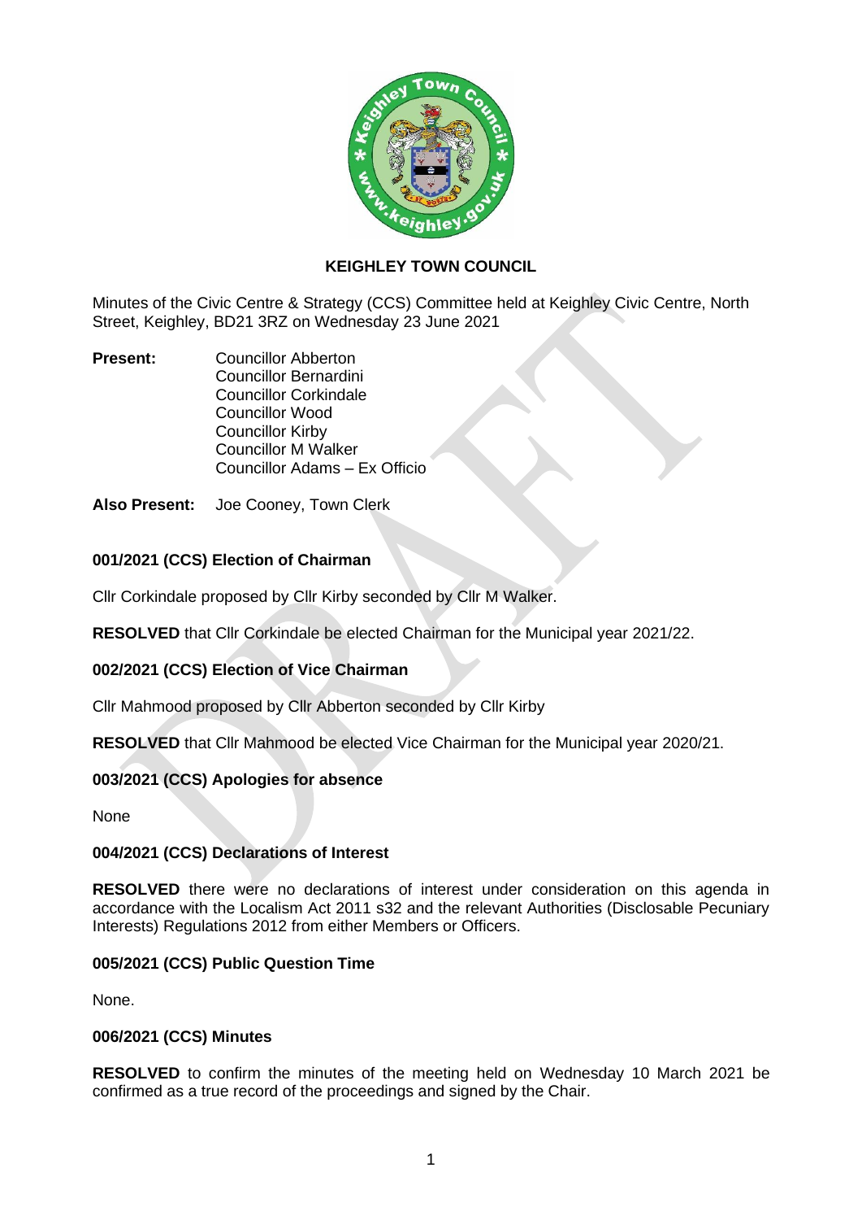# KEIGHLEY TOWN COUNCIL

Minutes of the Civic Centre & Strategy (CCS) Committee held at Keighley Civic Centre, North Street, Keighley, BD21 3RZ on Wednesday 23 June 2021

**Present:** Councillor Abberton
Councillor Bernardini
Councillor Corkindale
Councillor Wood
Councillor Kirby
Councillor M Walker
Councillor Adams – Ex Officio

**Also Present:** Joe Cooney, Town Clerk

### 001/2021 (CCS) Election of Chairman

Cllr Corkindale proposed by Cllr Kirby seconded by Cllr M Walker.

**RESOLVED** that Cllr Corkindale be elected Chairman for the Municipal year 2021/22.

### 002/2021 (CCS) Election of Vice Chairman

Cllr Mahmood proposed by Cllr Abberton seconded by Cllr Kirby

**RESOLVED** that Cllr Mahmood be elected Vice Chairman for the Municipal year 2020/21.

### 003/2021 (CCS) Apologies for absence

None

### 004/2021 (CCS) Declarations of Interest

**RESOLVED** there were no declarations of interest under consideration on this agenda in accordance with the Localism Act 2011 s32 and the relevant Authorities (Disclosable Pecuniary Interests) Regulations 2012 from either Members or Officers.

### 005/2021 (CCS) Public Question Time

None.

### 006/2021 (CCS) Minutes

**RESOLVED** to confirm the minutes of the meeting held on Wednesday 10 March 2021 be confirmed as a true record of the proceedings and signed by the Chair.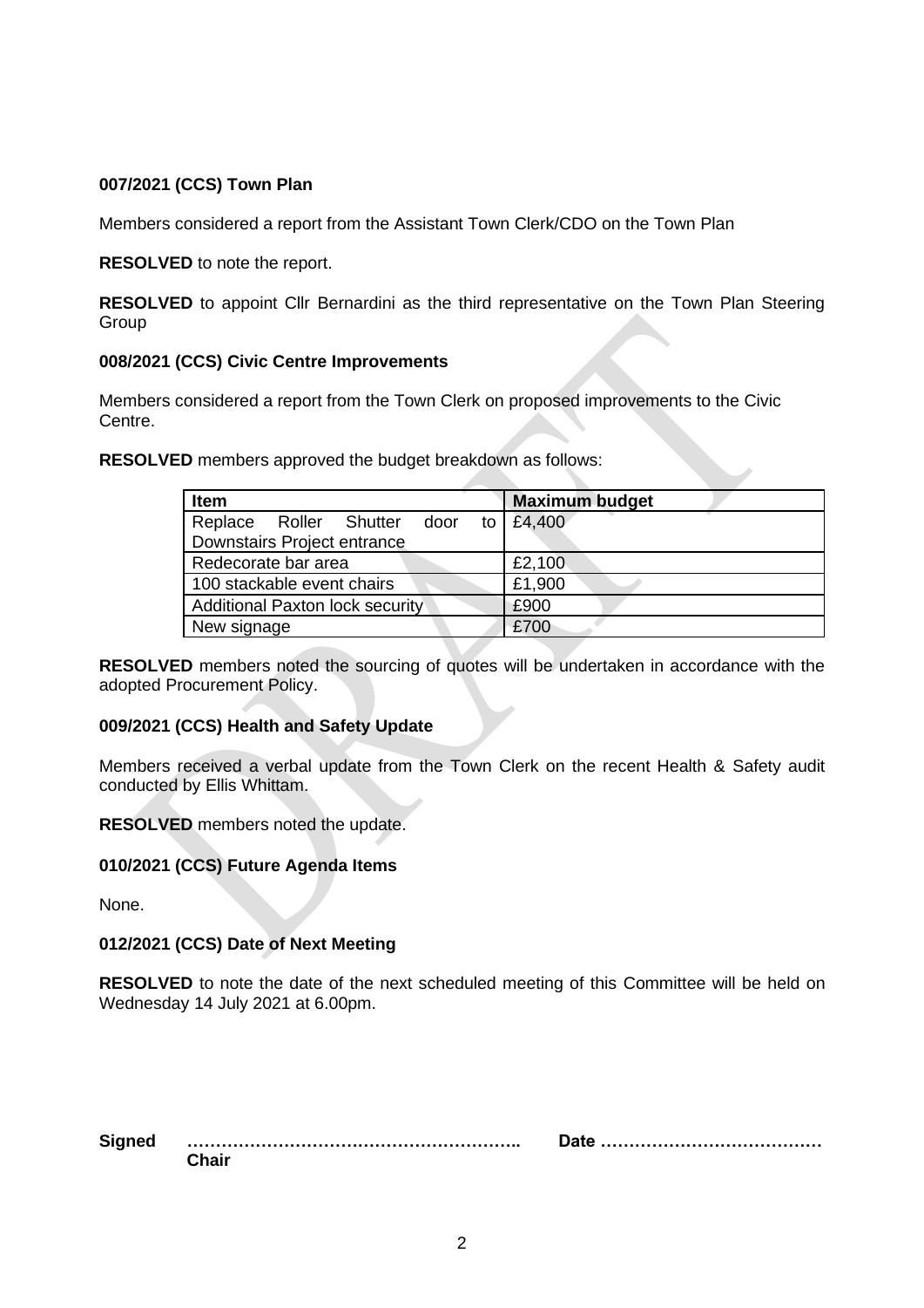**007/2021 (CCS) Town Plan**

Members considered a report from the Assistant Town Clerk/CDO on the Town Plan

**RESOLVED** to note the report.

**RESOLVED** to appoint Cllr Bernardini as the third representative on the Town Plan Steering Group

**008/2021 (CCS) Civic Centre Improvements**

Members considered a report from the Town Clerk on proposed improvements to the Civic Centre.

**RESOLVED** members approved the budget breakdown as follows:

| Item | Maximum budget |
|---|---|
| Replace Roller Shutter door to Downstairs Project entrance | £4,400 |
| Redecorate bar area | £2,100 |
| 100 stackable event chairs | £1,900 |
| Additional Paxton lock security | £900 |
| New signage | £700 |

**RESOLVED** members noted the sourcing of quotes will be undertaken in accordance with the adopted Procurement Policy.

**009/2021 (CCS) Health and Safety Update**

Members received a verbal update from the Town Clerk on the recent Health & Safety audit conducted by Ellis Whittam.

**RESOLVED** members noted the update.

**010/2021 (CCS) Future Agenda Items**

None.

**012/2021 (CCS) Date of Next Meeting**

**RESOLVED** to note the date of the next scheduled meeting of this Committee will be held on Wednesday 14 July 2021 at 6.00pm.

**Signed** ………………………………………………….. **Date** …………………………………
**Chair**